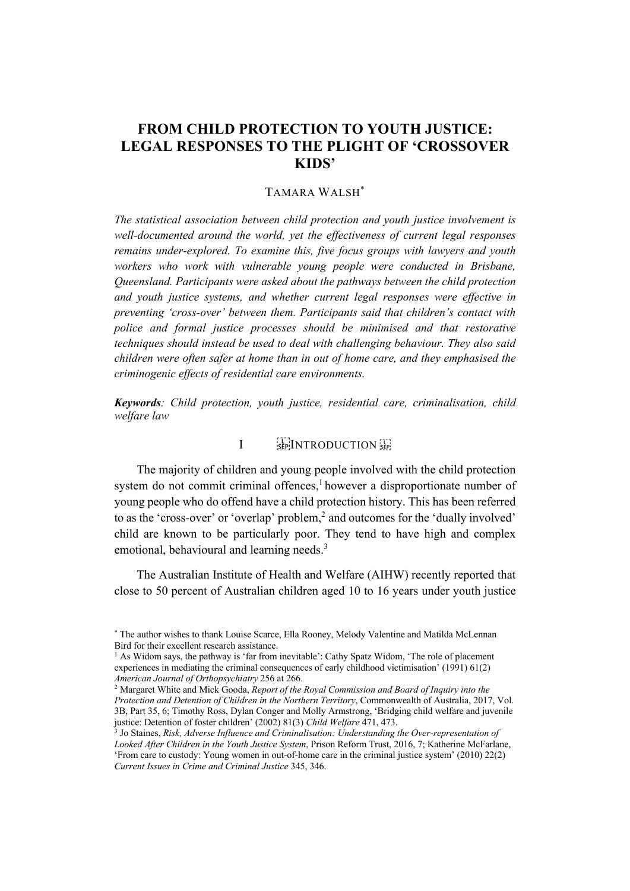# FROM CHILD PROTECTION TO YOUTH JUSTICE: LEGAL RESPONSES TO THE PLIGHT OF 'CROSSOVER KIDS'

TAMARA WALSH*

*The statistical association between child protection and youth justice involvement is well-documented around the world, yet the effectiveness of current legal responses remains under-explored. To examine this, five focus groups with lawyers and youth workers who work with vulnerable young people were conducted in Brisbane, Queensland. Participants were asked about the pathways between the child protection and youth justice systems, and whether current legal responses were effective in preventing 'cross-over' between them. Participants said that children's contact with police and formal justice processes should be minimised and that restorative techniques should instead be used to deal with challenging behaviour. They also said children were often safer at home than in out of home care, and they emphasised the criminogenic effects of residential care environments.*

***Keywords**: Child protection, youth justice, residential care, criminalisation, child welfare law*

## I INTRODUCTION

The majority of children and young people involved with the child protection system do not commit criminal offences,[1] however a disproportionate number of young people who do offend have a child protection history. This has been referred to as the 'cross-over' or 'overlap' problem,[2] and outcomes for the 'dually involved' child are known to be particularly poor. They tend to have high and complex emotional, behavioural and learning needs.[3]

The Australian Institute of Health and Welfare (AIHW) recently reported that close to 50 percent of Australian children aged 10 to 16 years under youth justice

---

\* The author wishes to thank Louise Scarce, Ella Rooney, Melody Valentine and Matilda McLennan Bird for their excellent research assistance.

[1] As Widom says, the pathway is 'far from inevitable': Cathy Spatz Widom, 'The role of placement experiences in mediating the criminal consequences of early childhood victimisation' (1991) 61(2) *American Journal of Orthopsychiatry* 256 at 266.

[2] Margaret White and Mick Gooda, *Report of the Royal Commission and Board of Inquiry into the Protection and Detention of Children in the Northern Territory*, Commonwealth of Australia, 2017, Vol. 3B, Part 35, 6; Timothy Ross, Dylan Conger and Molly Armstrong, 'Bridging child welfare and juvenile justice: Detention of foster children' (2002) 81(3) *Child Welfare* 471, 473.

[3] Jo Staines, *Risk, Adverse Influence and Criminalisation: Understanding the Over-representation of Looked After Children in the Youth Justice System*, Prison Reform Trust, 2016, 7; Katherine McFarlane, 'From care to custody: Young women in out-of-home care in the criminal justice system' (2010) 22(2) *Current Issues in Crime and Criminal Justice* 345, 346.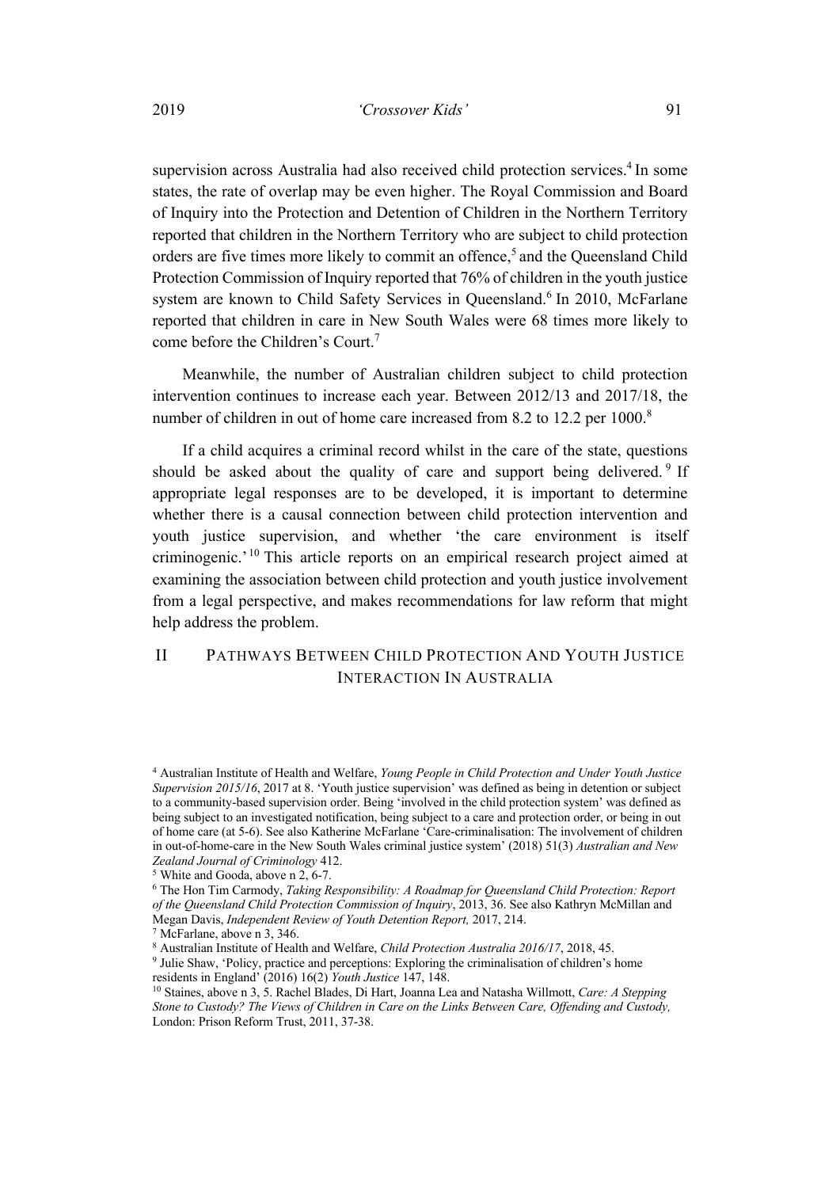supervision across Australia had also received child protection services.[4] In some states, the rate of overlap may be even higher. The Royal Commission and Board of Inquiry into the Protection and Detention of Children in the Northern Territory reported that children in the Northern Territory who are subject to child protection orders are five times more likely to commit an offence,[5] and the Queensland Child Protection Commission of Inquiry reported that 76% of children in the youth justice system are known to Child Safety Services in Queensland.[6] In 2010, McFarlane reported that children in care in New South Wales were 68 times more likely to come before the Children's Court.[7]

Meanwhile, the number of Australian children subject to child protection intervention continues to increase each year. Between 2012/13 and 2017/18, the number of children in out of home care increased from 8.2 to 12.2 per 1000.[8]

If a child acquires a criminal record whilst in the care of the state, questions should be asked about the quality of care and support being delivered.[9] If appropriate legal responses are to be developed, it is important to determine whether there is a causal connection between child protection intervention and youth justice supervision, and whether 'the care environment is itself criminogenic.'[10] This article reports on an empirical research project aimed at examining the association between child protection and youth justice involvement from a legal perspective, and makes recommendations for law reform that might help address the problem.

## II Pathways Between Child Protection And Youth Justice Interaction In Australia

[4] Australian Institute of Health and Welfare, *Young People in Child Protection and Under Youth Justice Supervision 2015/16*, 2017 at 8. 'Youth justice supervision' was defined as being in detention or subject to a community-based supervision order. Being 'involved in the child protection system' was defined as being subject to an investigated notification, being subject to a care and protection order, or being in out of home care (at 5-6). See also Katherine McFarlane 'Care-criminalisation: The involvement of children in out-of-home-care in the New South Wales criminal justice system' (2018) 51(3) *Australian and New Zealand Journal of Criminology* 412.

[5] White and Gooda, above n 2, 6-7.

[6] The Hon Tim Carmody, *Taking Responsibility: A Roadmap for Queensland Child Protection: Report of the Queensland Child Protection Commission of Inquiry*, 2013, 36. See also Kathryn McMillan and Megan Davis, *Independent Review of Youth Detention Report,* 2017, 214.

[7] McFarlane, above n 3, 346.

[8] Australian Institute of Health and Welfare, *Child Protection Australia 2016/17*, 2018, 45.

[9] Julie Shaw, 'Policy, practice and perceptions: Exploring the criminalisation of children's home residents in England' (2016) 16(2) *Youth Justice* 147, 148.

[10] Staines, above n 3, 5. Rachel Blades, Di Hart, Joanna Lea and Natasha Willmott, *Care: A Stepping Stone to Custody? The Views of Children in Care on the Links Between Care, Offending and Custody,* London: Prison Reform Trust, 2011, 37-38.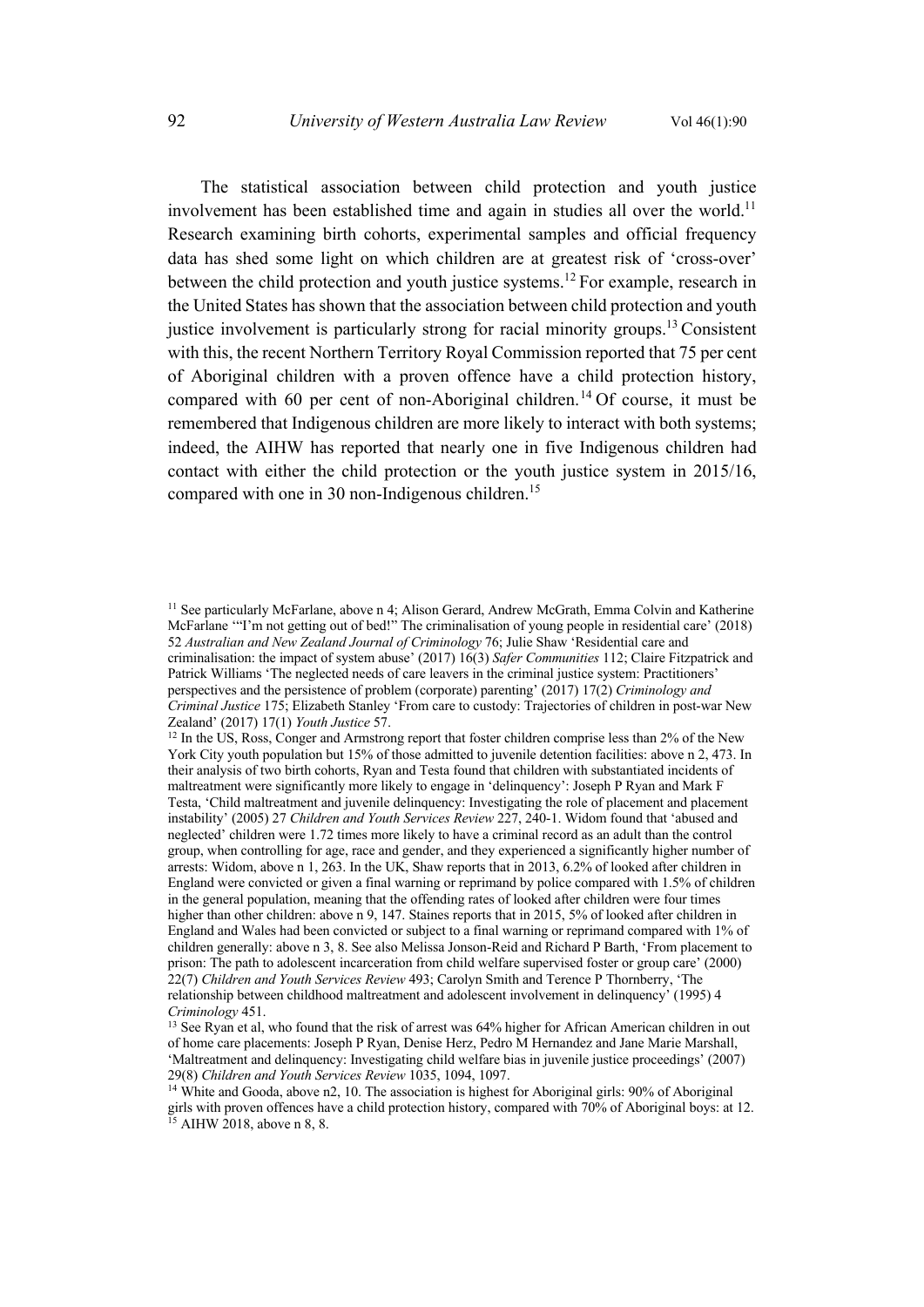The statistical association between child protection and youth justice involvement has been established time and again in studies all over the world.[11] Research examining birth cohorts, experimental samples and official frequency data has shed some light on which children are at greatest risk of 'cross-over' between the child protection and youth justice systems.[12] For example, research in the United States has shown that the association between child protection and youth justice involvement is particularly strong for racial minority groups.[13] Consistent with this, the recent Northern Territory Royal Commission reported that 75 per cent of Aboriginal children with a proven offence have a child protection history, compared with 60 per cent of non-Aboriginal children.[14] Of course, it must be remembered that Indigenous children are more likely to interact with both systems; indeed, the AIHW has reported that nearly one in five Indigenous children had contact with either the child protection or the youth justice system in 2015/16, compared with one in 30 non-Indigenous children.[15]

---

[11] See particularly McFarlane, above n 4; Alison Gerard, Andrew McGrath, Emma Colvin and Katherine McFarlane '"I'm not getting out of bed!" The criminalisation of young people in residential care' (2018) 52 *Australian and New Zealand Journal of Criminology* 76; Julie Shaw 'Residential care and criminalisation: the impact of system abuse' (2017) 16(3) *Safer Communities* 112; Claire Fitzpatrick and Patrick Williams 'The neglected needs of care leavers in the criminal justice system: Practitioners' perspectives and the persistence of problem (corporate) parenting' (2017) 17(2) *Criminology and Criminal Justice* 175; Elizabeth Stanley 'From care to custody: Trajectories of children in post-war New Zealand' (2017) 17(1) *Youth Justice* 57.

[12] In the US, Ross, Conger and Armstrong report that foster children comprise less than 2% of the New York City youth population but 15% of those admitted to juvenile detention facilities: above n 2, 473. In their analysis of two birth cohorts, Ryan and Testa found that children with substantiated incidents of maltreatment were significantly more likely to engage in 'delinquency': Joseph P Ryan and Mark F Testa, 'Child maltreatment and juvenile delinquency: Investigating the role of placement and placement instability' (2005) 27 *Children and Youth Services Review* 227, 240-1. Widom found that 'abused and neglected' children were 1.72 times more likely to have a criminal record as an adult than the control group, when controlling for age, race and gender, and they experienced a significantly higher number of arrests: Widom, above n 1, 263. In the UK, Shaw reports that in 2013, 6.2% of looked after children in England were convicted or given a final warning or reprimand by police compared with 1.5% of children in the general population, meaning that the offending rates of looked after children were four times higher than other children: above n 9, 147. Staines reports that in 2015, 5% of looked after children in England and Wales had been convicted or subject to a final warning or reprimand compared with 1% of children generally: above n 3, 8. See also Melissa Jonson-Reid and Richard P Barth, 'From placement to prison: The path to adolescent incarceration from child welfare supervised foster or group care' (2000) 22(7) *Children and Youth Services Review* 493; Carolyn Smith and Terence P Thornberry, 'The relationship between childhood maltreatment and adolescent involvement in delinquency' (1995) 4 *Criminology* 451.

[13] See Ryan et al, who found that the risk of arrest was 64% higher for African American children in out of home care placements: Joseph P Ryan, Denise Herz, Pedro M Hernandez and Jane Marie Marshall, 'Maltreatment and delinquency: Investigating child welfare bias in juvenile justice proceedings' (2007) 29(8) *Children and Youth Services Review* 1035, 1094, 1097.

[14] White and Gooda, above n2, 10. The association is highest for Aboriginal girls: 90% of Aboriginal girls with proven offences have a child protection history, compared with 70% of Aboriginal boys: at 12.

[15] AIHW 2018, above n 8, 8.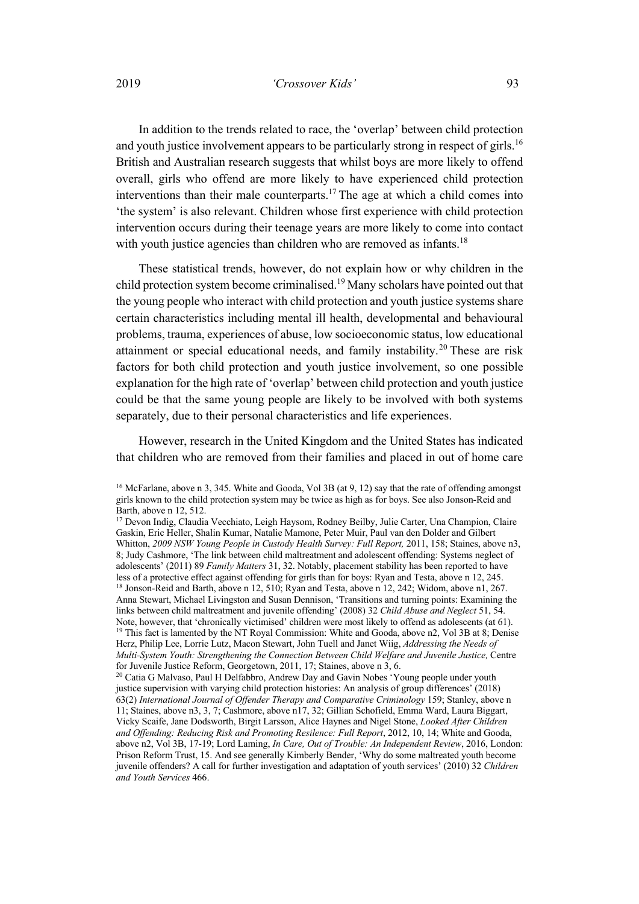In addition to the trends related to race, the 'overlap' between child protection and youth justice involvement appears to be particularly strong in respect of girls.[16] British and Australian research suggests that whilst boys are more likely to offend overall, girls who offend are more likely to have experienced child protection interventions than their male counterparts.[17] The age at which a child comes into 'the system' is also relevant. Children whose first experience with child protection intervention occurs during their teenage years are more likely to come into contact with youth justice agencies than children who are removed as infants.[18]

These statistical trends, however, do not explain how or why children in the child protection system become criminalised.[19] Many scholars have pointed out that the young people who interact with child protection and youth justice systems share certain characteristics including mental ill health, developmental and behavioural problems, trauma, experiences of abuse, low socioeconomic status, low educational attainment or special educational needs, and family instability.[20] These are risk factors for both child protection and youth justice involvement, so one possible explanation for the high rate of 'overlap' between child protection and youth justice could be that the same young people are likely to be involved with both systems separately, due to their personal characteristics and life experiences.

However, research in the United Kingdom and the United States has indicated that children who are removed from their families and placed in out of home care

---

[16] McFarlane, above n 3, 345. White and Gooda, Vol 3B (at 9, 12) say that the rate of offending amongst girls known to the child protection system may be twice as high as for boys. See also Jonson-Reid and Barth, above n 12, 512.

[17] Devon Indig, Claudia Vecchiato, Leigh Haysom, Rodney Beilby, Julie Carter, Una Champion, Claire Gaskin, Eric Heller, Shalin Kumar, Natalie Mamone, Peter Muir, Paul van den Dolder and Gilbert Whitton, *2009 NSW Young People in Custody Health Survey: Full Report,* 2011, 158; Staines, above n3, 8; Judy Cashmore, 'The link between child maltreatment and adolescent offending: Systems neglect of adolescents' (2011) 89 *Family Matters* 31, 32. Notably, placement stability has been reported to have less of a protective effect against offending for girls than for boys: Ryan and Testa, above n 12, 245.

[18] Jonson-Reid and Barth, above n 12, 510; Ryan and Testa, above n 12, 242; Widom, above n1, 267. Anna Stewart, Michael Livingston and Susan Dennison, 'Transitions and turning points: Examining the links between child maltreatment and juvenile offending' (2008) 32 *Child Abuse and Neglect* 51, 54. Note, however, that 'chronically victimised' children were most likely to offend as adolescents (at 61).

[19] This fact is lamented by the NT Royal Commission: White and Gooda, above n2, Vol 3B at 8; Denise Herz, Philip Lee, Lorrie Lutz, Macon Stewart, John Tuell and Janet Wiig, *Addressing the Needs of Multi-System Youth: Strengthening the Connection Between Child Welfare and Juvenile Justice,* Centre for Juvenile Justice Reform, Georgetown, 2011, 17; Staines, above n 3, 6.

[20] Catia G Malvaso, Paul H Delfabbro, Andrew Day and Gavin Nobes 'Young people under youth justice supervision with varying child protection histories: An analysis of group differences' (2018) 63(2) *International Journal of Offender Therapy and Comparative Criminology* 159; Stanley, above n 11; Staines, above n3, 3, 7; Cashmore, above n17, 32; Gillian Schofield, Emma Ward, Laura Biggart, Vicky Scaife, Jane Dodsworth, Birgit Larsson, Alice Haynes and Nigel Stone, *Looked After Children and Offending: Reducing Risk and Promoting Resilence: Full Report*, 2012, 10, 14; White and Gooda, above n2, Vol 3B, 17-19; Lord Laming, *In Care, Out of Trouble: An Independent Review*, 2016, London: Prison Reform Trust, 15. And see generally Kimberly Bender, 'Why do some maltreated youth become juvenile offenders? A call for further investigation and adaptation of youth services' (2010) 32 *Children and Youth Services* 466.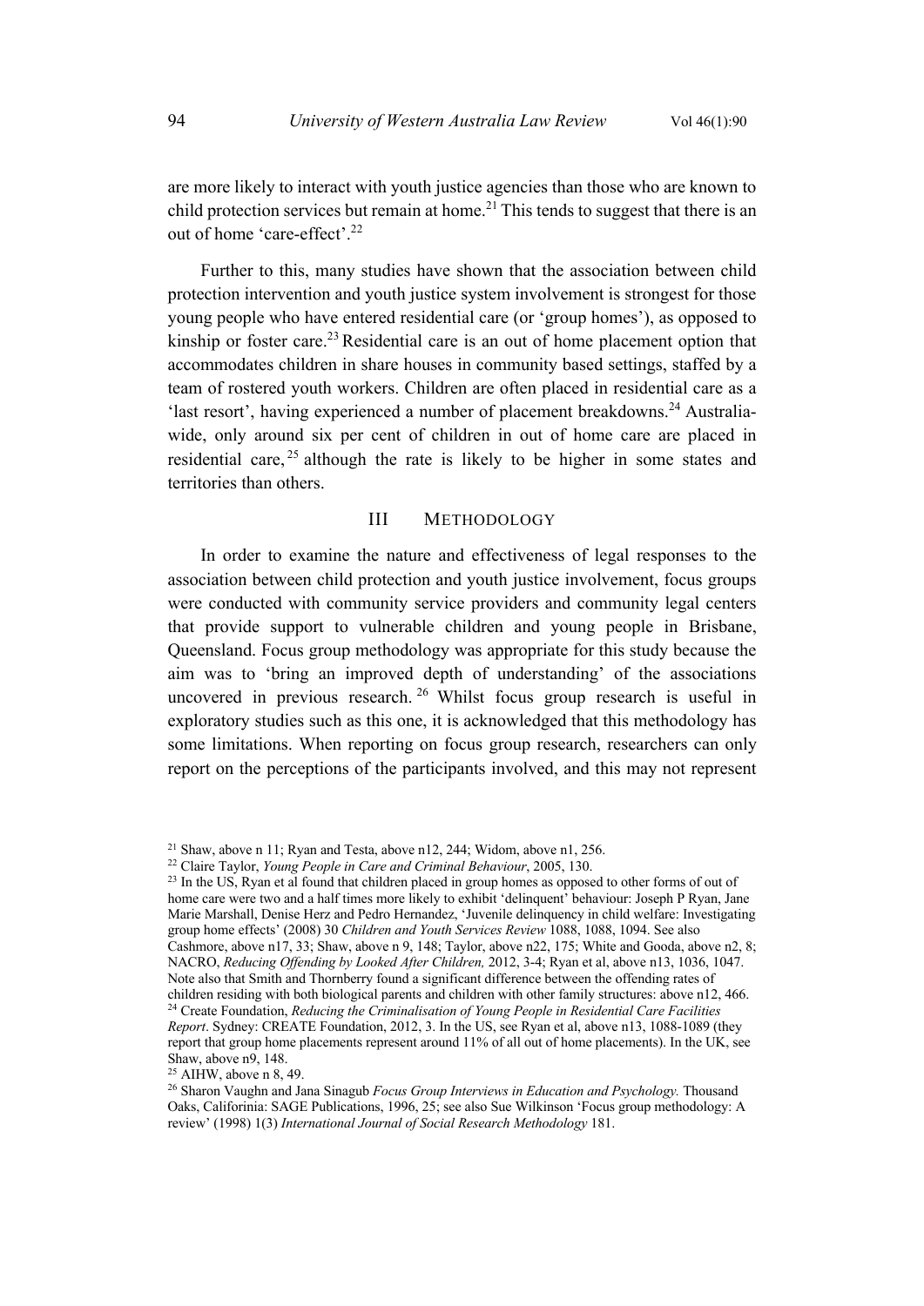are more likely to interact with youth justice agencies than those who are known to child protection services but remain at home.[21] This tends to suggest that there is an out of home 'care-effect'.[22]

Further to this, many studies have shown that the association between child protection intervention and youth justice system involvement is strongest for those young people who have entered residential care (or 'group homes'), as opposed to kinship or foster care.[23] Residential care is an out of home placement option that accommodates children in share houses in community based settings, staffed by a team of rostered youth workers. Children are often placed in residential care as a 'last resort', having experienced a number of placement breakdowns.[24] Australia-wide, only around six per cent of children in out of home care are placed in residential care,[25] although the rate is likely to be higher in some states and territories than others.

## III METHODOLOGY

In order to examine the nature and effectiveness of legal responses to the association between child protection and youth justice involvement, focus groups were conducted with community service providers and community legal centers that provide support to vulnerable children and young people in Brisbane, Queensland. Focus group methodology was appropriate for this study because the aim was to 'bring an improved depth of understanding' of the associations uncovered in previous research.[26] Whilst focus group research is useful in exploratory studies such as this one, it is acknowledged that this methodology has some limitations. When reporting on focus group research, researchers can only report on the perceptions of the participants involved, and this may not represent

---

[21] Shaw, above n 11; Ryan and Testa, above n12, 244; Widom, above n1, 256.

[22] Claire Taylor, *Young People in Care and Criminal Behaviour*, 2005, 130.

[23] In the US, Ryan et al found that children placed in group homes as opposed to other forms of out of home care were two and a half times more likely to exhibit 'delinquent' behaviour: Joseph P Ryan, Jane Marie Marshall, Denise Herz and Pedro Hernandez, 'Juvenile delinquency in child welfare: Investigating group home effects' (2008) 30 *Children and Youth Services Review* 1088, 1088, 1094. See also Cashmore, above n17, 33; Shaw, above n 9, 148; Taylor, above n22, 175; White and Gooda, above n2, 8; NACRO, *Reducing Offending by Looked After Children,* 2012, 3-4; Ryan et al, above n13, 1036, 1047. Note also that Smith and Thornberry found a significant difference between the offending rates of children residing with both biological parents and children with other family structures: above n12, 466.

[24] Create Foundation, *Reducing the Criminalisation of Young People in Residential Care Facilities Report*. Sydney: CREATE Foundation, 2012, 3. In the US, see Ryan et al, above n13, 1088-1089 (they report that group home placements represent around 11% of all out of home placements). In the UK, see Shaw, above n9, 148.

[25] AIHW, above n 8, 49.

[26] Sharon Vaughn and Jana Sinagub *Focus Group Interviews in Education and Psychology.* Thousand Oaks, Califorinia: SAGE Publications, 1996, 25; see also Sue Wilkinson 'Focus group methodology: A review' (1998) 1(3) *International Journal of Social Research Methodology* 181.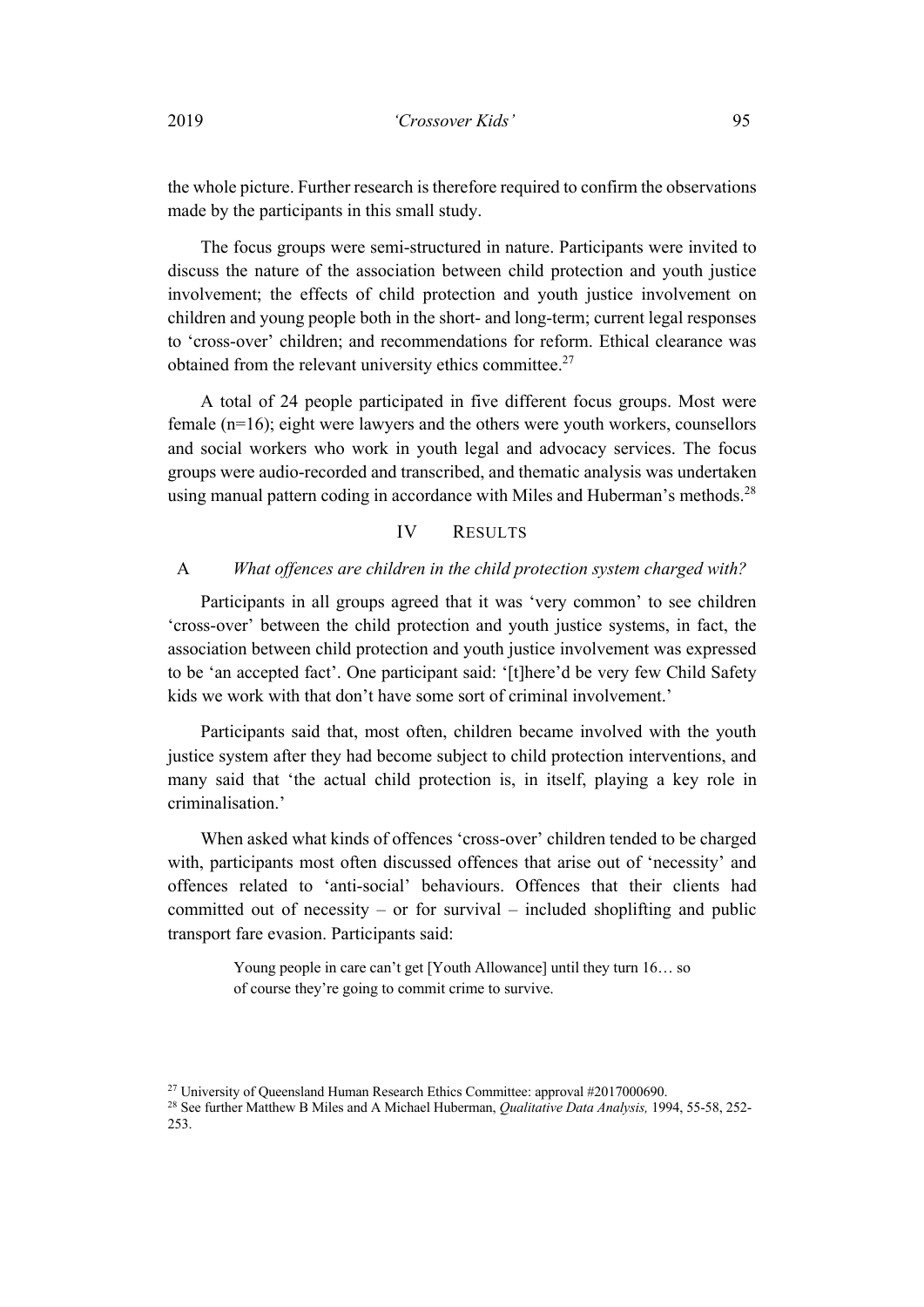the whole picture. Further research is therefore required to confirm the observations made by the participants in this small study.

The focus groups were semi-structured in nature. Participants were invited to discuss the nature of the association between child protection and youth justice involvement; the effects of child protection and youth justice involvement on children and young people both in the short- and long-term; current legal responses to 'cross-over' children; and recommendations for reform. Ethical clearance was obtained from the relevant university ethics committee.[27]

A total of 24 people participated in five different focus groups. Most were female (n=16); eight were lawyers and the others were youth workers, counsellors and social workers who work in youth legal and advocacy services. The focus groups were audio-recorded and transcribed, and thematic analysis was undertaken using manual pattern coding in accordance with Miles and Huberman's methods.[28]

## IV RESULTS

### A *What offences are children in the child protection system charged with?*

Participants in all groups agreed that it was 'very common' to see children 'cross-over' between the child protection and youth justice systems, in fact, the association between child protection and youth justice involvement was expressed to be 'an accepted fact'. One participant said: '[t]here'd be very few Child Safety kids we work with that don't have some sort of criminal involvement.'

Participants said that, most often, children became involved with the youth justice system after they had become subject to child protection interventions, and many said that 'the actual child protection is, in itself, playing a key role in criminalisation.'

When asked what kinds of offences 'cross-over' children tended to be charged with, participants most often discussed offences that arise out of 'necessity' and offences related to 'anti-social' behaviours. Offences that their clients had committed out of necessity – or for survival – included shoplifting and public transport fare evasion. Participants said:

> Young people in care can't get [Youth Allowance] until they turn 16… so of course they're going to commit crime to survive.

---

[27] University of Queensland Human Research Ethics Committee: approval #2017000690.

[28] See further Matthew B Miles and A Michael Huberman, *Qualitative Data Analysis,* 1994, 55-58, 252-253.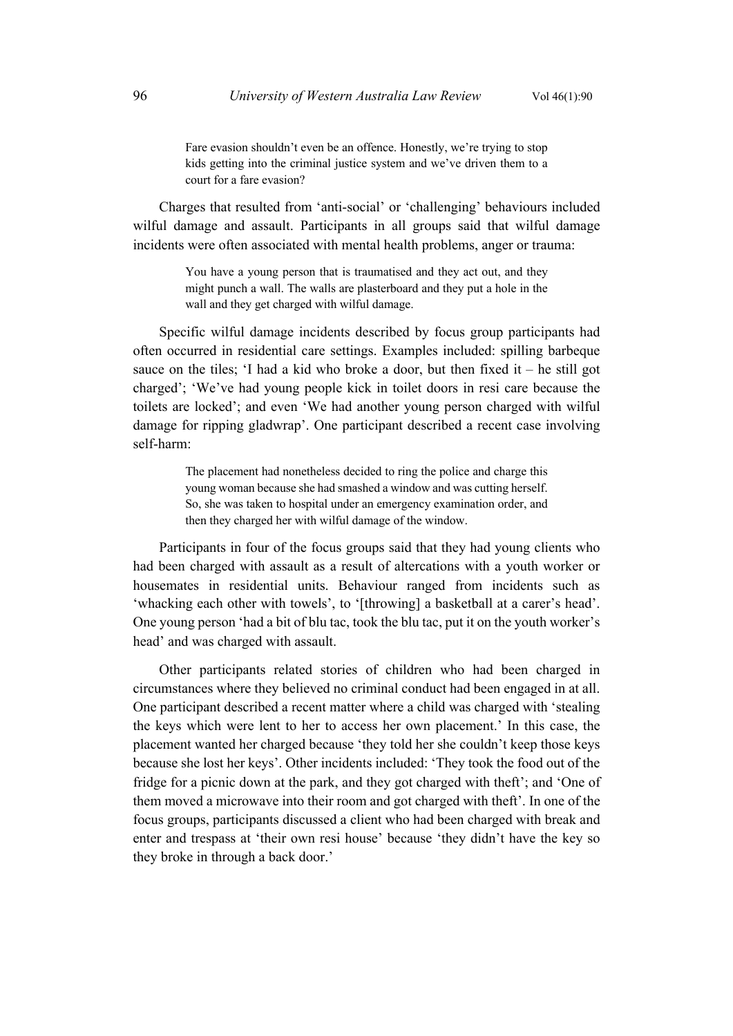> Fare evasion shouldn't even be an offence. Honestly, we're trying to stop kids getting into the criminal justice system and we've driven them to a court for a fare evasion?

Charges that resulted from 'anti-social' or 'challenging' behaviours included wilful damage and assault. Participants in all groups said that wilful damage incidents were often associated with mental health problems, anger or trauma:

> You have a young person that is traumatised and they act out, and they might punch a wall. The walls are plasterboard and they put a hole in the wall and they get charged with wilful damage.

Specific wilful damage incidents described by focus group participants had often occurred in residential care settings. Examples included: spilling barbeque sauce on the tiles; 'I had a kid who broke a door, but then fixed it – he still got charged'; 'We've had young people kick in toilet doors in resi care because the toilets are locked'; and even 'We had another young person charged with wilful damage for ripping gladwrap'. One participant described a recent case involving self-harm:

> The placement had nonetheless decided to ring the police and charge this young woman because she had smashed a window and was cutting herself. So, she was taken to hospital under an emergency examination order, and then they charged her with wilful damage of the window.

Participants in four of the focus groups said that they had young clients who had been charged with assault as a result of altercations with a youth worker or housemates in residential units. Behaviour ranged from incidents such as 'whacking each other with towels', to '[throwing] a basketball at a carer's head'. One young person 'had a bit of blu tac, took the blu tac, put it on the youth worker's head' and was charged with assault.

Other participants related stories of children who had been charged in circumstances where they believed no criminal conduct had been engaged in at all. One participant described a recent matter where a child was charged with 'stealing the keys which were lent to her to access her own placement.' In this case, the placement wanted her charged because 'they told her she couldn't keep those keys because she lost her keys'. Other incidents included: 'They took the food out of the fridge for a picnic down at the park, and they got charged with theft'; and 'One of them moved a microwave into their room and got charged with theft'. In one of the focus groups, participants discussed a client who had been charged with break and enter and trespass at 'their own resi house' because 'they didn't have the key so they broke in through a back door.'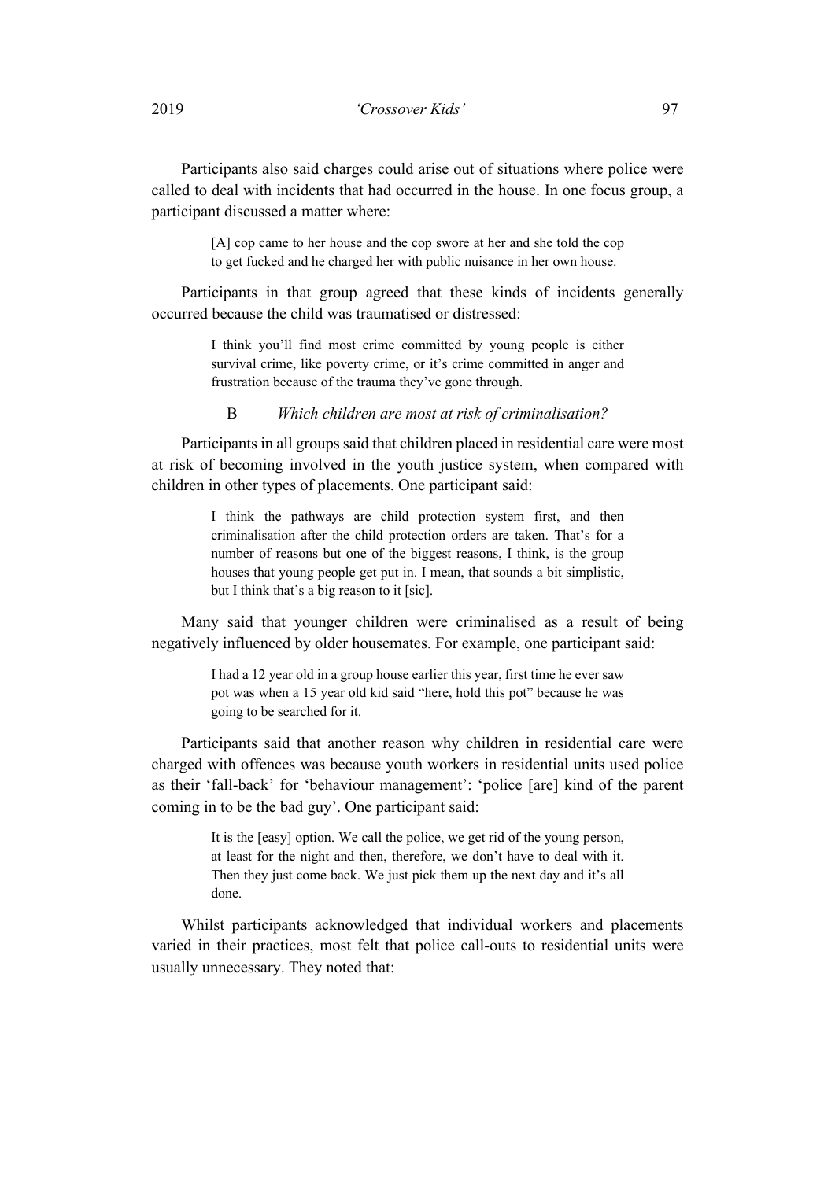Participants also said charges could arise out of situations where police were called to deal with incidents that had occurred in the house. In one focus group, a participant discussed a matter where:

> [A] cop came to her house and the cop swore at her and she told the cop to get fucked and he charged her with public nuisance in her own house.

Participants in that group agreed that these kinds of incidents generally occurred because the child was traumatised or distressed:

> I think you'll find most crime committed by young people is either survival crime, like poverty crime, or it's crime committed in anger and frustration because of the trauma they've gone through.

### B *Which children are most at risk of criminalisation?*

Participants in all groups said that children placed in residential care were most at risk of becoming involved in the youth justice system, when compared with children in other types of placements. One participant said:

> I think the pathways are child protection system first, and then criminalisation after the child protection orders are taken. That's for a number of reasons but one of the biggest reasons, I think, is the group houses that young people get put in. I mean, that sounds a bit simplistic, but I think that's a big reason to it [sic].

Many said that younger children were criminalised as a result of being negatively influenced by older housemates. For example, one participant said:

> I had a 12 year old in a group house earlier this year, first time he ever saw pot was when a 15 year old kid said "here, hold this pot" because he was going to be searched for it.

Participants said that another reason why children in residential care were charged with offences was because youth workers in residential units used police as their 'fall-back' for 'behaviour management': 'police [are] kind of the parent coming in to be the bad guy'. One participant said:

> It is the [easy] option. We call the police, we get rid of the young person, at least for the night and then, therefore, we don't have to deal with it. Then they just come back. We just pick them up the next day and it's all done.

Whilst participants acknowledged that individual workers and placements varied in their practices, most felt that police call-outs to residential units were usually unnecessary. They noted that: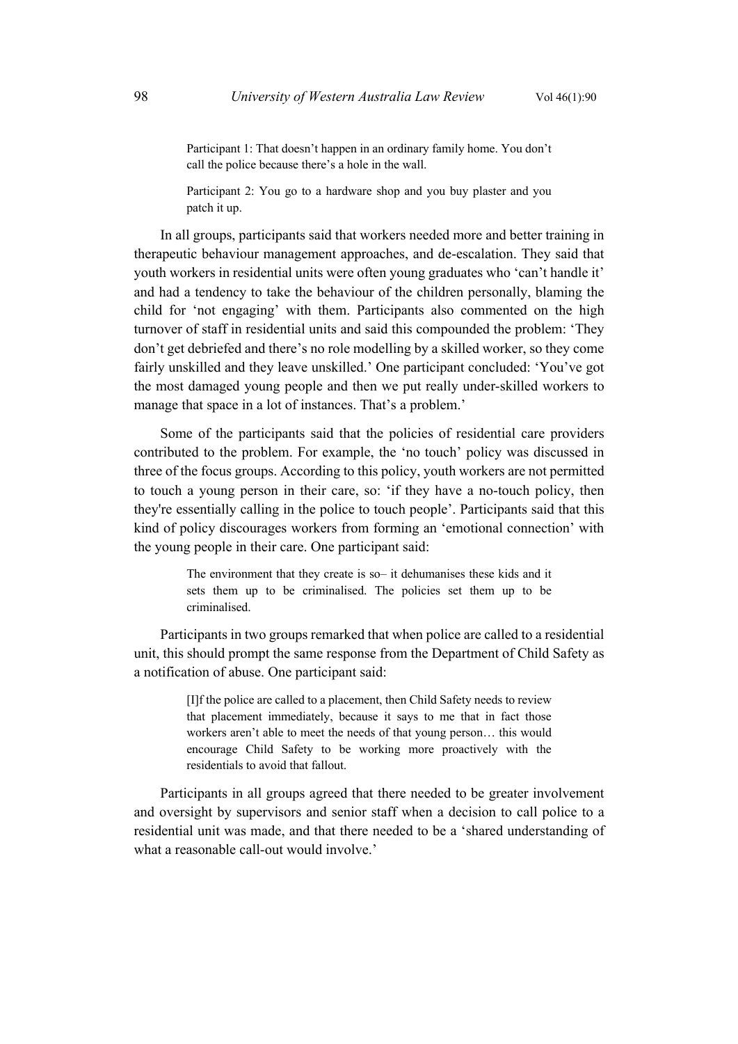> Participant 1: That doesn't happen in an ordinary family home. You don't call the police because there's a hole in the wall.
>
> Participant 2: You go to a hardware shop and you buy plaster and you patch it up.

In all groups, participants said that workers needed more and better training in therapeutic behaviour management approaches, and de-escalation. They said that youth workers in residential units were often young graduates who 'can't handle it' and had a tendency to take the behaviour of the children personally, blaming the child for 'not engaging' with them. Participants also commented on the high turnover of staff in residential units and said this compounded the problem: 'They don't get debriefed and there's no role modelling by a skilled worker, so they come fairly unskilled and they leave unskilled.' One participant concluded: 'You've got the most damaged young people and then we put really under-skilled workers to manage that space in a lot of instances. That's a problem.'

Some of the participants said that the policies of residential care providers contributed to the problem. For example, the 'no touch' policy was discussed in three of the focus groups. According to this policy, youth workers are not permitted to touch a young person in their care, so: 'if they have a no-touch policy, then they're essentially calling in the police to touch people'. Participants said that this kind of policy discourages workers from forming an 'emotional connection' with the young people in their care. One participant said:

> The environment that they create is so– it dehumanises these kids and it sets them up to be criminalised. The policies set them up to be criminalised.

Participants in two groups remarked that when police are called to a residential unit, this should prompt the same response from the Department of Child Safety as a notification of abuse. One participant said:

> [I]f the police are called to a placement, then Child Safety needs to review that placement immediately, because it says to me that in fact those workers aren't able to meet the needs of that young person… this would encourage Child Safety to be working more proactively with the residentials to avoid that fallout.

Participants in all groups agreed that there needed to be greater involvement and oversight by supervisors and senior staff when a decision to call police to a residential unit was made, and that there needed to be a 'shared understanding of what a reasonable call-out would involve.'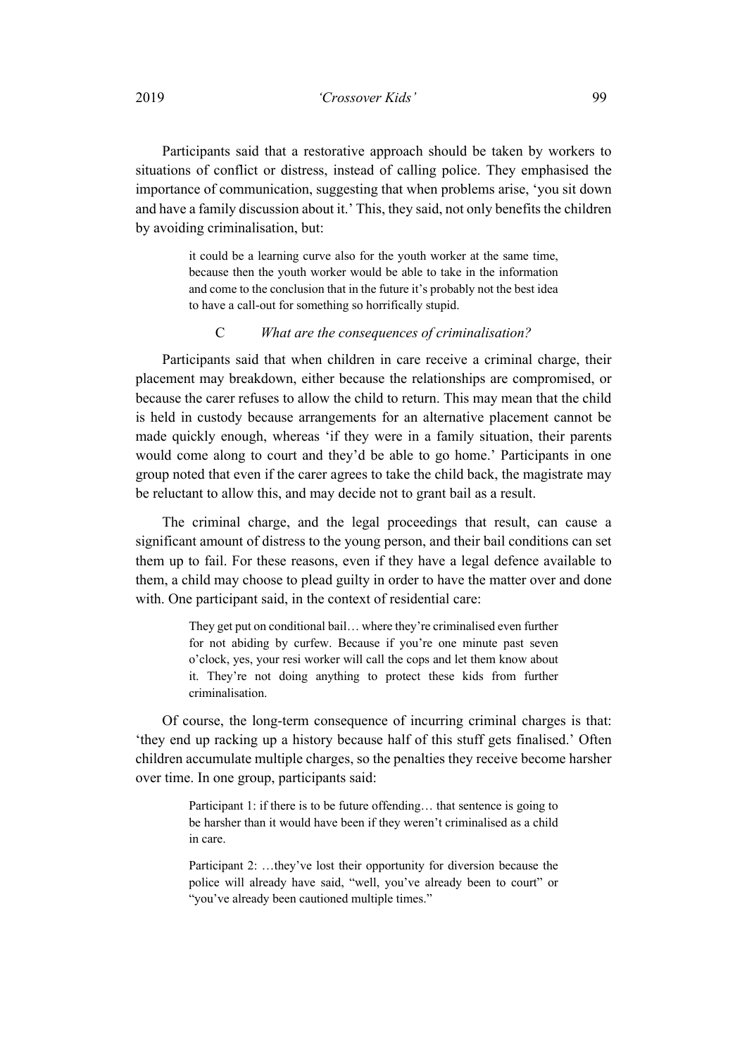Participants said that a restorative approach should be taken by workers to situations of conflict or distress, instead of calling police. They emphasised the importance of communication, suggesting that when problems arise, 'you sit down and have a family discussion about it.' This, they said, not only benefits the children by avoiding criminalisation, but:

> it could be a learning curve also for the youth worker at the same time, because then the youth worker would be able to take in the information and come to the conclusion that in the future it's probably not the best idea to have a call-out for something so horrifically stupid.

### C *What are the consequences of criminalisation?*

Participants said that when children in care receive a criminal charge, their placement may breakdown, either because the relationships are compromised, or because the carer refuses to allow the child to return. This may mean that the child is held in custody because arrangements for an alternative placement cannot be made quickly enough, whereas 'if they were in a family situation, their parents would come along to court and they'd be able to go home.' Participants in one group noted that even if the carer agrees to take the child back, the magistrate may be reluctant to allow this, and may decide not to grant bail as a result.

The criminal charge, and the legal proceedings that result, can cause a significant amount of distress to the young person, and their bail conditions can set them up to fail. For these reasons, even if they have a legal defence available to them, a child may choose to plead guilty in order to have the matter over and done with. One participant said, in the context of residential care:

> They get put on conditional bail… where they're criminalised even further for not abiding by curfew. Because if you're one minute past seven o'clock, yes, your resi worker will call the cops and let them know about it. They're not doing anything to protect these kids from further criminalisation.

Of course, the long-term consequence of incurring criminal charges is that: 'they end up racking up a history because half of this stuff gets finalised.' Often children accumulate multiple charges, so the penalties they receive become harsher over time. In one group, participants said:

> Participant 1: if there is to be future offending… that sentence is going to be harsher than it would have been if they weren't criminalised as a child in care.
>
> Participant 2: …they've lost their opportunity for diversion because the police will already have said, "well, you've already been to court" or "you've already been cautioned multiple times."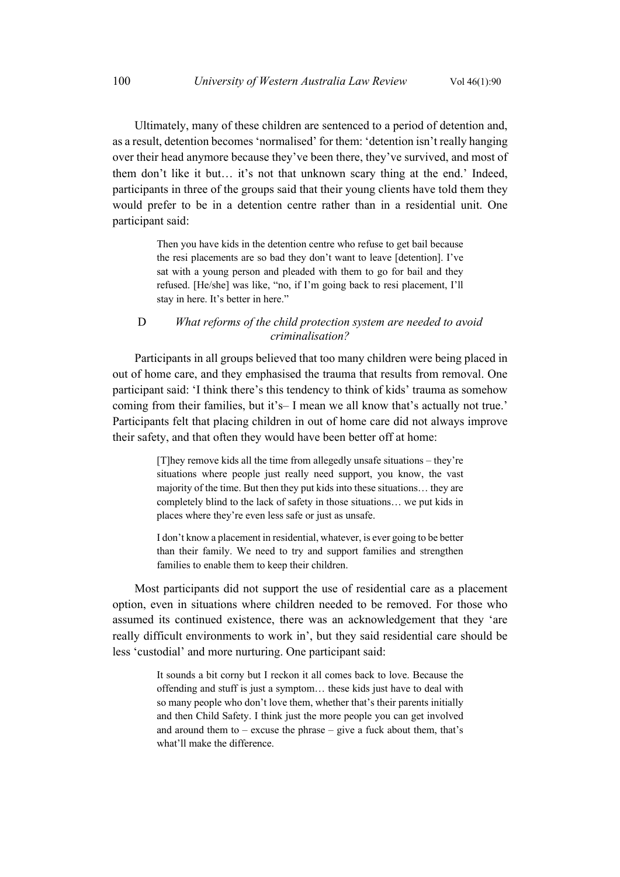Ultimately, many of these children are sentenced to a period of detention and, as a result, detention becomes 'normalised' for them: 'detention isn't really hanging over their head anymore because they've been there, they've survived, and most of them don't like it but… it's not that unknown scary thing at the end.' Indeed, participants in three of the groups said that their young clients have told them they would prefer to be in a detention centre rather than in a residential unit. One participant said:

> Then you have kids in the detention centre who refuse to get bail because the resi placements are so bad they don't want to leave [detention]. I've sat with a young person and pleaded with them to go for bail and they refused. [He/she] was like, "no, if I'm going back to resi placement, I'll stay in here. It's better in here."

### D *What reforms of the child protection system are needed to avoid criminalisation?*

Participants in all groups believed that too many children were being placed in out of home care, and they emphasised the trauma that results from removal. One participant said: 'I think there's this tendency to think of kids' trauma as somehow coming from their families, but it's– I mean we all know that's actually not true.' Participants felt that placing children in out of home care did not always improve their safety, and that often they would have been better off at home:

> [T]hey remove kids all the time from allegedly unsafe situations – they're situations where people just really need support, you know, the vast majority of the time. But then they put kids into these situations… they are completely blind to the lack of safety in those situations… we put kids in places where they're even less safe or just as unsafe.
>
> I don't know a placement in residential, whatever, is ever going to be better than their family. We need to try and support families and strengthen families to enable them to keep their children.

Most participants did not support the use of residential care as a placement option, even in situations where children needed to be removed. For those who assumed its continued existence, there was an acknowledgement that they 'are really difficult environments to work in', but they said residential care should be less 'custodial' and more nurturing. One participant said:

> It sounds a bit corny but I reckon it all comes back to love. Because the offending and stuff is just a symptom… these kids just have to deal with so many people who don't love them, whether that's their parents initially and then Child Safety. I think just the more people you can get involved and around them to – excuse the phrase – give a fuck about them, that's what'll make the difference.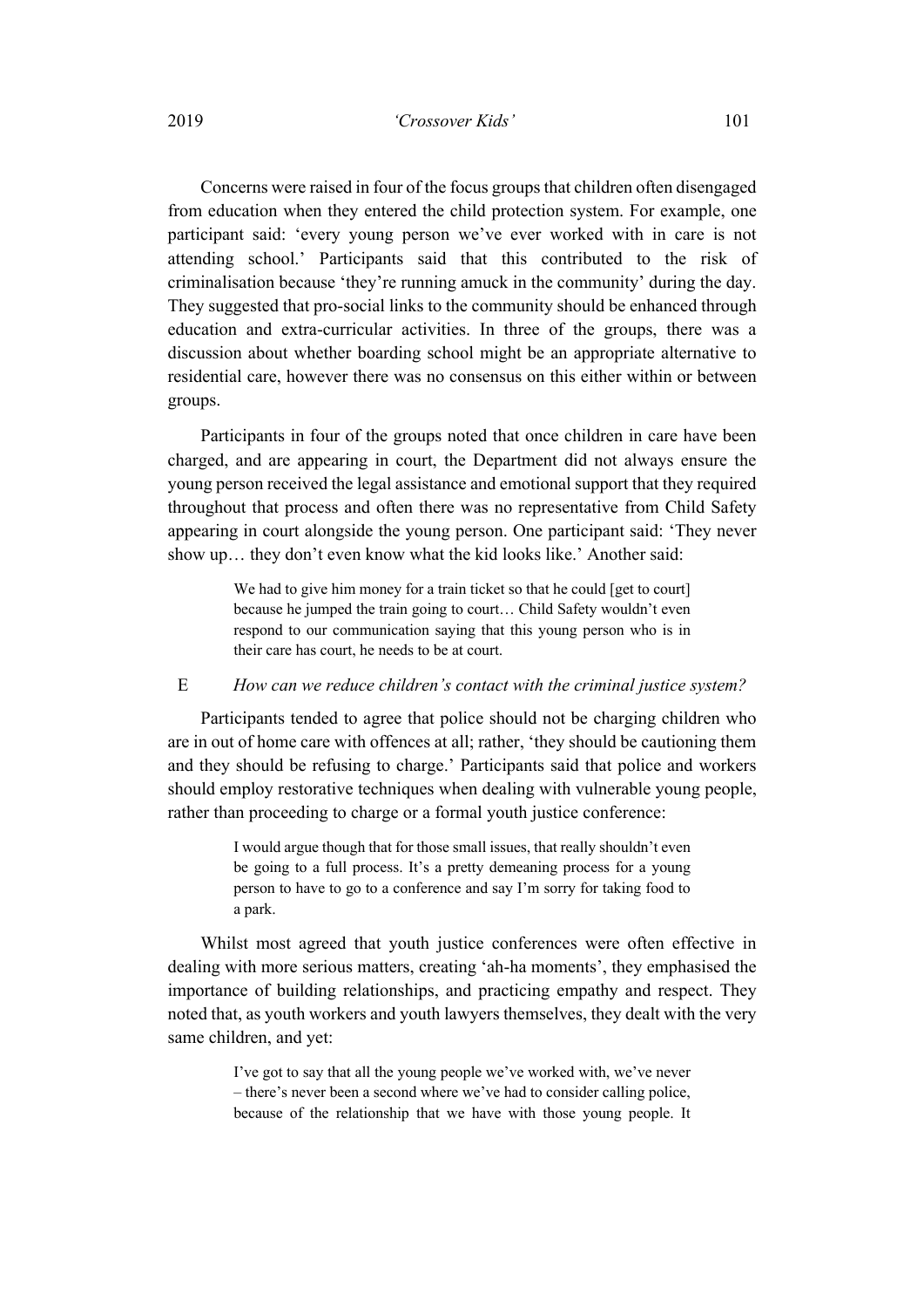Concerns were raised in four of the focus groups that children often disengaged from education when they entered the child protection system. For example, one participant said: 'every young person we've ever worked with in care is not attending school.' Participants said that this contributed to the risk of criminalisation because 'they're running amuck in the community' during the day. They suggested that pro-social links to the community should be enhanced through education and extra-curricular activities. In three of the groups, there was a discussion about whether boarding school might be an appropriate alternative to residential care, however there was no consensus on this either within or between groups.

Participants in four of the groups noted that once children in care have been charged, and are appearing in court, the Department did not always ensure the young person received the legal assistance and emotional support that they required throughout that process and often there was no representative from Child Safety appearing in court alongside the young person. One participant said: 'They never show up… they don't even know what the kid looks like.' Another said:

> We had to give him money for a train ticket so that he could [get to court] because he jumped the train going to court… Child Safety wouldn't even respond to our communication saying that this young person who is in their care has court, he needs to be at court.

### E *How can we reduce children's contact with the criminal justice system?*

Participants tended to agree that police should not be charging children who are in out of home care with offences at all; rather, 'they should be cautioning them and they should be refusing to charge.' Participants said that police and workers should employ restorative techniques when dealing with vulnerable young people, rather than proceeding to charge or a formal youth justice conference:

> I would argue though that for those small issues, that really shouldn't even be going to a full process. It's a pretty demeaning process for a young person to have to go to a conference and say I'm sorry for taking food to a park.

Whilst most agreed that youth justice conferences were often effective in dealing with more serious matters, creating 'ah-ha moments', they emphasised the importance of building relationships, and practicing empathy and respect. They noted that, as youth workers and youth lawyers themselves, they dealt with the very same children, and yet:

> I've got to say that all the young people we've worked with, we've never – there's never been a second where we've had to consider calling police, because of the relationship that we have with those young people. It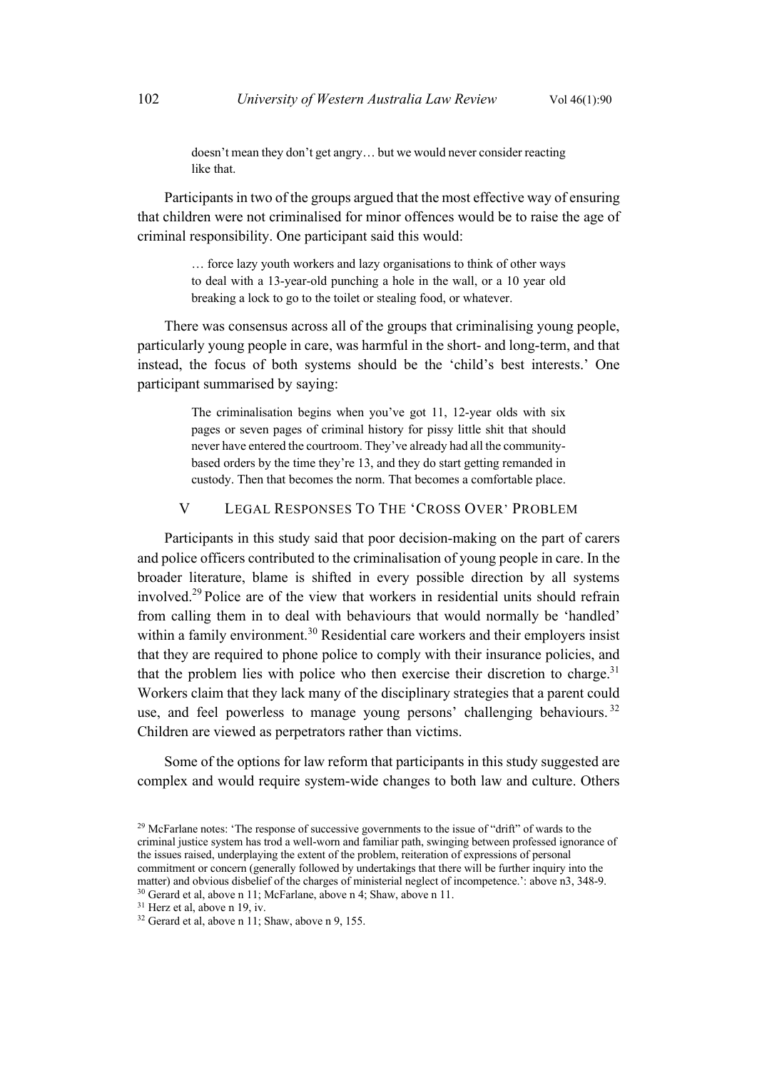> doesn't mean they don't get angry… but we would never consider reacting like that.

Participants in two of the groups argued that the most effective way of ensuring that children were not criminalised for minor offences would be to raise the age of criminal responsibility. One participant said this would:

> … force lazy youth workers and lazy organisations to think of other ways to deal with a 13-year-old punching a hole in the wall, or a 10 year old breaking a lock to go to the toilet or stealing food, or whatever.

There was consensus across all of the groups that criminalising young people, particularly young people in care, was harmful in the short- and long-term, and that instead, the focus of both systems should be the 'child's best interests.' One participant summarised by saying:

> The criminalisation begins when you've got 11, 12-year olds with six pages or seven pages of criminal history for pissy little shit that should never have entered the courtroom. They've already had all the community-based orders by the time they're 13, and they do start getting remanded in custody. Then that becomes the norm. That becomes a comfortable place.

## V LEGAL RESPONSES TO THE 'CROSS OVER' PROBLEM

Participants in this study said that poor decision-making on the part of carers and police officers contributed to the criminalisation of young people in care. In the broader literature, blame is shifted in every possible direction by all systems involved.[29] Police are of the view that workers in residential units should refrain from calling them in to deal with behaviours that would normally be 'handled' within a family environment.[30] Residential care workers and their employers insist that they are required to phone police to comply with their insurance policies, and that the problem lies with police who then exercise their discretion to charge.[31] Workers claim that they lack many of the disciplinary strategies that a parent could use, and feel powerless to manage young persons' challenging behaviours.[32] Children are viewed as perpetrators rather than victims.

Some of the options for law reform that participants in this study suggested are complex and would require system-wide changes to both law and culture. Others

---

[29] McFarlane notes: 'The response of successive governments to the issue of "drift" of wards to the criminal justice system has trod a well-worn and familiar path, swinging between professed ignorance of the issues raised, underplaying the extent of the problem, reiteration of expressions of personal commitment or concern (generally followed by undertakings that there will be further inquiry into the matter) and obvious disbelief of the charges of ministerial neglect of incompetence.': above n3, 348-9.

[30] Gerard et al, above n 11; McFarlane, above n 4; Shaw, above n 11.

[31] Herz et al, above n 19, iv.

[32] Gerard et al, above n 11; Shaw, above n 9, 155.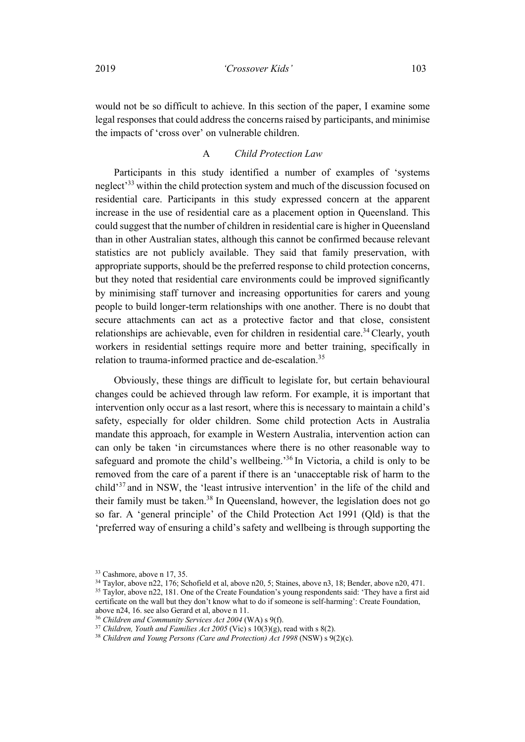would not be so difficult to achieve. In this section of the paper, I examine some legal responses that could address the concerns raised by participants, and minimise the impacts of 'cross over' on vulnerable children.

### A *Child Protection Law*

Participants in this study identified a number of examples of 'systems neglect'[33] within the child protection system and much of the discussion focused on residential care. Participants in this study expressed concern at the apparent increase in the use of residential care as a placement option in Queensland. This could suggest that the number of children in residential care is higher in Queensland than in other Australian states, although this cannot be confirmed because relevant statistics are not publicly available. They said that family preservation, with appropriate supports, should be the preferred response to child protection concerns, but they noted that residential care environments could be improved significantly by minimising staff turnover and increasing opportunities for carers and young people to build longer-term relationships with one another. There is no doubt that secure attachments can act as a protective factor and that close, consistent relationships are achievable, even for children in residential care.[34] Clearly, youth workers in residential settings require more and better training, specifically in relation to trauma-informed practice and de-escalation.[35]

Obviously, these things are difficult to legislate for, but certain behavioural changes could be achieved through law reform. For example, it is important that intervention only occur as a last resort, where this is necessary to maintain a child's safety, especially for older children. Some child protection Acts in Australia mandate this approach, for example in Western Australia, intervention action can can only be taken 'in circumstances where there is no other reasonable way to safeguard and promote the child's wellbeing.'[36] In Victoria, a child is only to be removed from the care of a parent if there is an 'unacceptable risk of harm to the child'[37] and in NSW, the 'least intrusive intervention' in the life of the child and their family must be taken.[38] In Queensland, however, the legislation does not go so far. A 'general principle' of the Child Protection Act 1991 (Qld) is that the 'preferred way of ensuring a child's safety and wellbeing is through supporting the

---

[33] Cashmore, above n 17, 35.

[34] Taylor, above n22, 176; Schofield et al, above n20, 5; Staines, above n3, 18; Bender, above n20, 471.

[35] Taylor, above n22, 181. One of the Create Foundation's young respondents said: 'They have a first aid certificate on the wall but they don't know what to do if someone is self-harming': Create Foundation, above n24, 16. see also Gerard et al, above n 11.

[36] *Children and Community Services Act 2004* (WA) s 9(f).

[37] *Children, Youth and Families Act 2005* (Vic) s 10(3)(g), read with s 8(2).

[38] *Children and Young Persons (Care and Protection) Act 1998* (NSW) s 9(2)(c).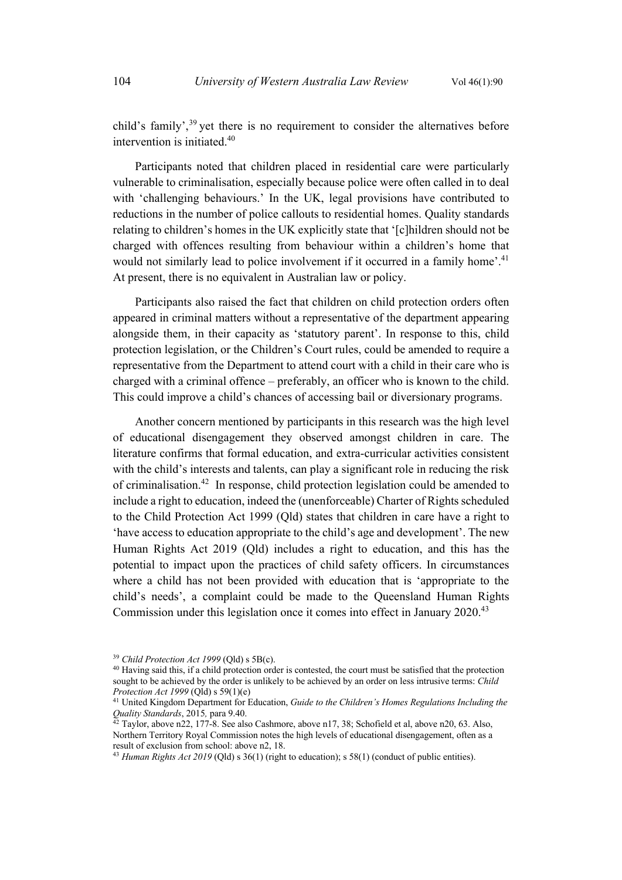child's family',[39] yet there is no requirement to consider the alternatives before intervention is initiated.[40]

Participants noted that children placed in residential care were particularly vulnerable to criminalisation, especially because police were often called in to deal with 'challenging behaviours.' In the UK, legal provisions have contributed to reductions in the number of police callouts to residential homes. Quality standards relating to children's homes in the UK explicitly state that '[c]hildren should not be charged with offences resulting from behaviour within a children's home that would not similarly lead to police involvement if it occurred in a family home'.[41] At present, there is no equivalent in Australian law or policy.

Participants also raised the fact that children on child protection orders often appeared in criminal matters without a representative of the department appearing alongside them, in their capacity as 'statutory parent'. In response to this, child protection legislation, or the Children's Court rules, could be amended to require a representative from the Department to attend court with a child in their care who is charged with a criminal offence – preferably, an officer who is known to the child. This could improve a child's chances of accessing bail or diversionary programs.

Another concern mentioned by participants in this research was the high level of educational disengagement they observed amongst children in care. The literature confirms that formal education, and extra-curricular activities consistent with the child's interests and talents, can play a significant role in reducing the risk of criminalisation.[42] In response, child protection legislation could be amended to include a right to education, indeed the (unenforceable) Charter of Rights scheduled to the Child Protection Act 1999 (Qld) states that children in care have a right to 'have access to education appropriate to the child's age and development'. The new Human Rights Act 2019 (Qld) includes a right to education, and this has the potential to impact upon the practices of child safety officers. In circumstances where a child has not been provided with education that is 'appropriate to the child's needs', a complaint could be made to the Queensland Human Rights Commission under this legislation once it comes into effect in January 2020.[43]

---

[39] *Child Protection Act 1999* (Qld) s 5B(c).

[40] Having said this, if a child protection order is contested, the court must be satisfied that the protection sought to be achieved by the order is unlikely to be achieved by an order on less intrusive terms: *Child Protection Act 1999* (Qld) s 59(1)(e)

[41] United Kingdom Department for Education, *Guide to the Children's Homes Regulations Including the Quality Standards*, 2015*,* para 9.40.

[42] Taylor, above n22, 177-8. See also Cashmore, above n17, 38; Schofield et al, above n20, 63. Also, Northern Territory Royal Commission notes the high levels of educational disengagement, often as a result of exclusion from school: above n2, 18.

[43] *Human Rights Act 2019* (Qld) s 36(1) (right to education); s 58(1) (conduct of public entities).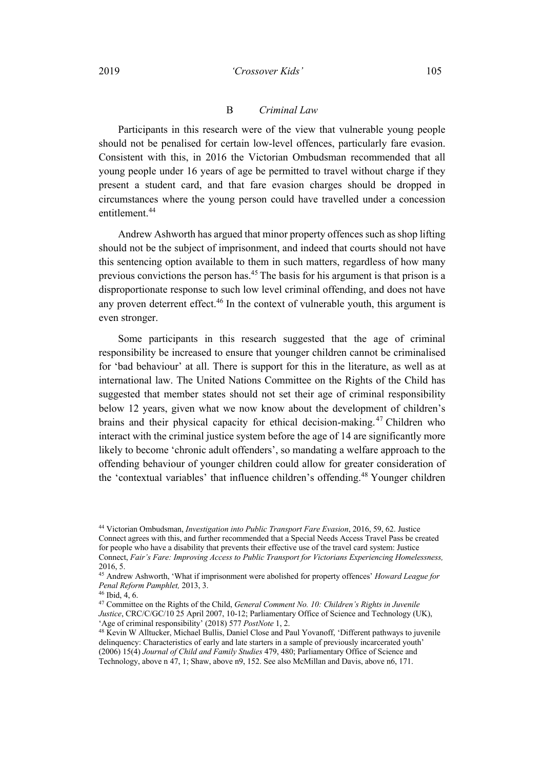### B *Criminal Law*

Participants in this research were of the view that vulnerable young people should not be penalised for certain low-level offences, particularly fare evasion. Consistent with this, in 2016 the Victorian Ombudsman recommended that all young people under 16 years of age be permitted to travel without charge if they present a student card, and that fare evasion charges should be dropped in circumstances where the young person could have travelled under a concession entitlement.[44]

Andrew Ashworth has argued that minor property offences such as shop lifting should not be the subject of imprisonment, and indeed that courts should not have this sentencing option available to them in such matters, regardless of how many previous convictions the person has.[45] The basis for his argument is that prison is a disproportionate response to such low level criminal offending, and does not have any proven deterrent effect.[46] In the context of vulnerable youth, this argument is even stronger.

Some participants in this research suggested that the age of criminal responsibility be increased to ensure that younger children cannot be criminalised for 'bad behaviour' at all. There is support for this in the literature, as well as at international law. The United Nations Committee on the Rights of the Child has suggested that member states should not set their age of criminal responsibility below 12 years, given what we now know about the development of children's brains and their physical capacity for ethical decision-making.[47] Children who interact with the criminal justice system before the age of 14 are significantly more likely to become 'chronic adult offenders', so mandating a welfare approach to the offending behaviour of younger children could allow for greater consideration of the 'contextual variables' that influence children's offending.[48] Younger children

---

[44] Victorian Ombudsman, *Investigation into Public Transport Fare Evasion*, 2016, 59, 62. Justice Connect agrees with this, and further recommended that a Special Needs Access Travel Pass be created for people who have a disability that prevents their effective use of the travel card system: Justice Connect, *Fair's Fare: Improving Access to Public Transport for Victorians Experiencing Homelessness,* 2016, 5.

[45] Andrew Ashworth, 'What if imprisonment were abolished for property offences' *Howard League for Penal Reform Pamphlet,* 2013, 3.

[46] Ibid, 4, 6.

[47] Committee on the Rights of the Child, *General Comment No. 10: Children's Rights in Juvenile Justice*, CRC/C/GC/10 25 April 2007, 10-12; Parliamentary Office of Science and Technology (UK), 'Age of criminal responsibility' (2018) 577 *PostNote* 1, 2.

[48] Kevin W Alltucker, Michael Bullis, Daniel Close and Paul Yovanoff, 'Different pathways to juvenile delinquency: Characteristics of early and late starters in a sample of previously incarcerated youth' (2006) 15(4) *Journal of Child and Family Studies* 479, 480; Parliamentary Office of Science and Technology, above n 47, 1; Shaw, above n9, 152. See also McMillan and Davis, above n6, 171.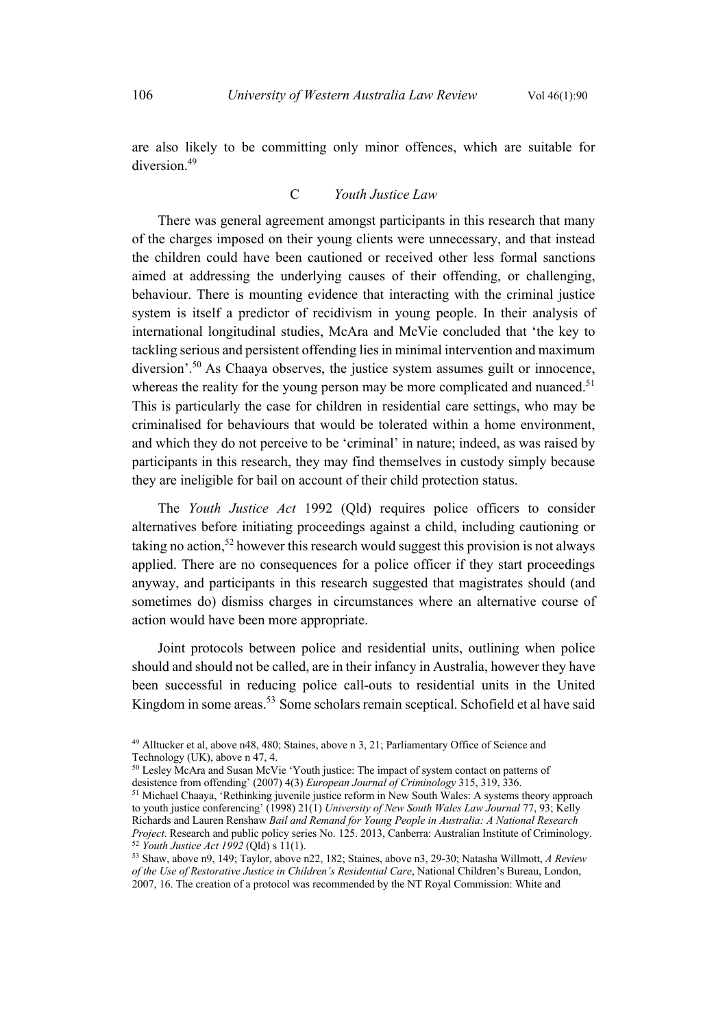are also likely to be committing only minor offences, which are suitable for diversion.[49]

### C Youth Justice Law

There was general agreement amongst participants in this research that many of the charges imposed on their young clients were unnecessary, and that instead the children could have been cautioned or received other less formal sanctions aimed at addressing the underlying causes of their offending, or challenging, behaviour. There is mounting evidence that interacting with the criminal justice system is itself a predictor of recidivism in young people. In their analysis of international longitudinal studies, McAra and McVie concluded that 'the key to tackling serious and persistent offending lies in minimal intervention and maximum diversion'.[50] As Chaaya observes, the justice system assumes guilt or innocence, whereas the reality for the young person may be more complicated and nuanced.[51] This is particularly the case for children in residential care settings, who may be criminalised for behaviours that would be tolerated within a home environment, and which they do not perceive to be 'criminal' in nature; indeed, as was raised by participants in this research, they may find themselves in custody simply because they are ineligible for bail on account of their child protection status.

The *Youth Justice Act* 1992 (Qld) requires police officers to consider alternatives before initiating proceedings against a child, including cautioning or taking no action,[52] however this research would suggest this provision is not always applied. There are no consequences for a police officer if they start proceedings anyway, and participants in this research suggested that magistrates should (and sometimes do) dismiss charges in circumstances where an alternative course of action would have been more appropriate.

Joint protocols between police and residential units, outlining when police should and should not be called, are in their infancy in Australia, however they have been successful in reducing police call-outs to residential units in the United Kingdom in some areas.[53] Some scholars remain sceptical. Schofield et al have said

---

[49] Alltucker et al, above n48, 480; Staines, above n 3, 21; Parliamentary Office of Science and Technology (UK), above n 47, 4.

[50] Lesley McAra and Susan McVie 'Youth justice: The impact of system contact on patterns of desistence from offending' (2007) 4(3) *European Journal of Criminology* 315, 319, 336.

[51] Michael Chaaya, 'Rethinking juvenile justice reform in New South Wales: A systems theory approach to youth justice conferencing' (1998) 21(1) *University of New South Wales Law Journal* 77, 93; Kelly Richards and Lauren Renshaw *Bail and Remand for Young People in Australia: A National Research Project*. Research and public policy series No. 125. 2013, Canberra: Australian Institute of Criminology.

[52] *Youth Justice Act 1992* (Qld) s 11(1).

[53] Shaw, above n9, 149; Taylor, above n22, 182; Staines, above n3, 29-30; Natasha Willmott, *A Review of the Use of Restorative Justice in Children's Residential Care*, National Children's Bureau, London, 2007, 16. The creation of a protocol was recommended by the NT Royal Commission: White and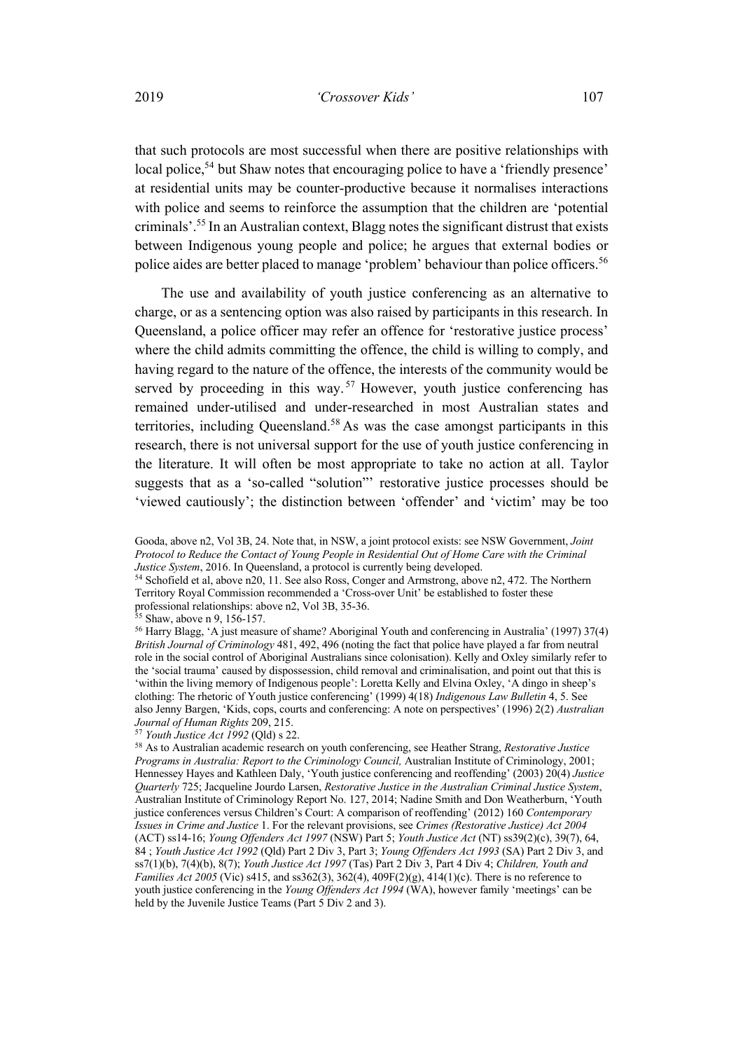that such protocols are most successful when there are positive relationships with local police,[54] but Shaw notes that encouraging police to have a 'friendly presence' at residential units may be counter-productive because it normalises interactions with police and seems to reinforce the assumption that the children are 'potential criminals'.[55] In an Australian context, Blagg notes the significant distrust that exists between Indigenous young people and police; he argues that external bodies or police aides are better placed to manage 'problem' behaviour than police officers.[56]

The use and availability of youth justice conferencing as an alternative to charge, or as a sentencing option was also raised by participants in this research. In Queensland, a police officer may refer an offence for 'restorative justice process' where the child admits committing the offence, the child is willing to comply, and having regard to the nature of the offence, the interests of the community would be served by proceeding in this way.[57] However, youth justice conferencing has remained under-utilised and under-researched in most Australian states and territories, including Queensland.[58] As was the case amongst participants in this research, there is not universal support for the use of youth justice conferencing in the literature. It will often be most appropriate to take no action at all. Taylor suggests that as a 'so-called "solution"' restorative justice processes should be 'viewed cautiously'; the distinction between 'offender' and 'victim' may be too

---

Gooda, above n2, Vol 3B, 24. Note that, in NSW, a joint protocol exists: see NSW Government, *Joint Protocol to Reduce the Contact of Young People in Residential Out of Home Care with the Criminal Justice System*, 2016. In Queensland, a protocol is currently being developed.

[54] Schofield et al, above n20, 11. See also Ross, Conger and Armstrong, above n2, 472. The Northern Territory Royal Commission recommended a 'Cross-over Unit' be established to foster these professional relationships: above n2, Vol 3B, 35-36.

[55] Shaw, above n 9, 156-157.

[56] Harry Blagg, 'A just measure of shame? Aboriginal Youth and conferencing in Australia' (1997) 37(4) *British Journal of Criminology* 481, 492, 496 (noting the fact that police have played a far from neutral role in the social control of Aboriginal Australians since colonisation). Kelly and Oxley similarly refer to the 'social trauma' caused by dispossession, child removal and criminalisation, and point out that this is 'within the living memory of Indigenous people': Loretta Kelly and Elvina Oxley, 'A dingo in sheep's clothing: The rhetoric of Youth justice conferencing' (1999) 4(18) *Indigenous Law Bulletin* 4, 5. See also Jenny Bargen, 'Kids, cops, courts and conferencing: A note on perspectives' (1996) 2(2) *Australian Journal of Human Rights* 209, 215.

[57] *Youth Justice Act 1992* (Qld) s 22.

[58] As to Australian academic research on youth conferencing, see Heather Strang, *Restorative Justice Programs in Australia: Report to the Criminology Council,* Australian Institute of Criminology, 2001; Hennessey Hayes and Kathleen Daly, 'Youth justice conferencing and reoffending' (2003) 20(4) *Justice Quarterly* 725; Jacqueline Jourdo Larsen, *Restorative Justice in the Australian Criminal Justice System*, Australian Institute of Criminology Report No. 127, 2014; Nadine Smith and Don Weatherburn, 'Youth justice conferences versus Children's Court: A comparison of reoffending' (2012) 160 *Contemporary Issues in Crime and Justice* 1. For the relevant provisions, see *Crimes (Restorative Justice) Act 2004* (ACT) ss14-16; *Young Offenders Act 1997* (NSW) Part 5; *Youth Justice Act* (NT) ss39(2)(c), 39(7), 64, 84 ; *Youth Justice Act 1992* (Qld) Part 2 Div 3, Part 3; *Young Offenders Act 1993* (SA) Part 2 Div 3, and ss7(1)(b), 7(4)(b), 8(7); *Youth Justice Act 1997* (Tas) Part 2 Div 3, Part 4 Div 4; *Children, Youth and Families Act 2005* (Vic) s415, and ss362(3), 362(4), 409F(2)(g), 414(1)(c). There is no reference to youth justice conferencing in the *Young Offenders Act 1994* (WA), however family 'meetings' can be held by the Juvenile Justice Teams (Part 5 Div 2 and 3).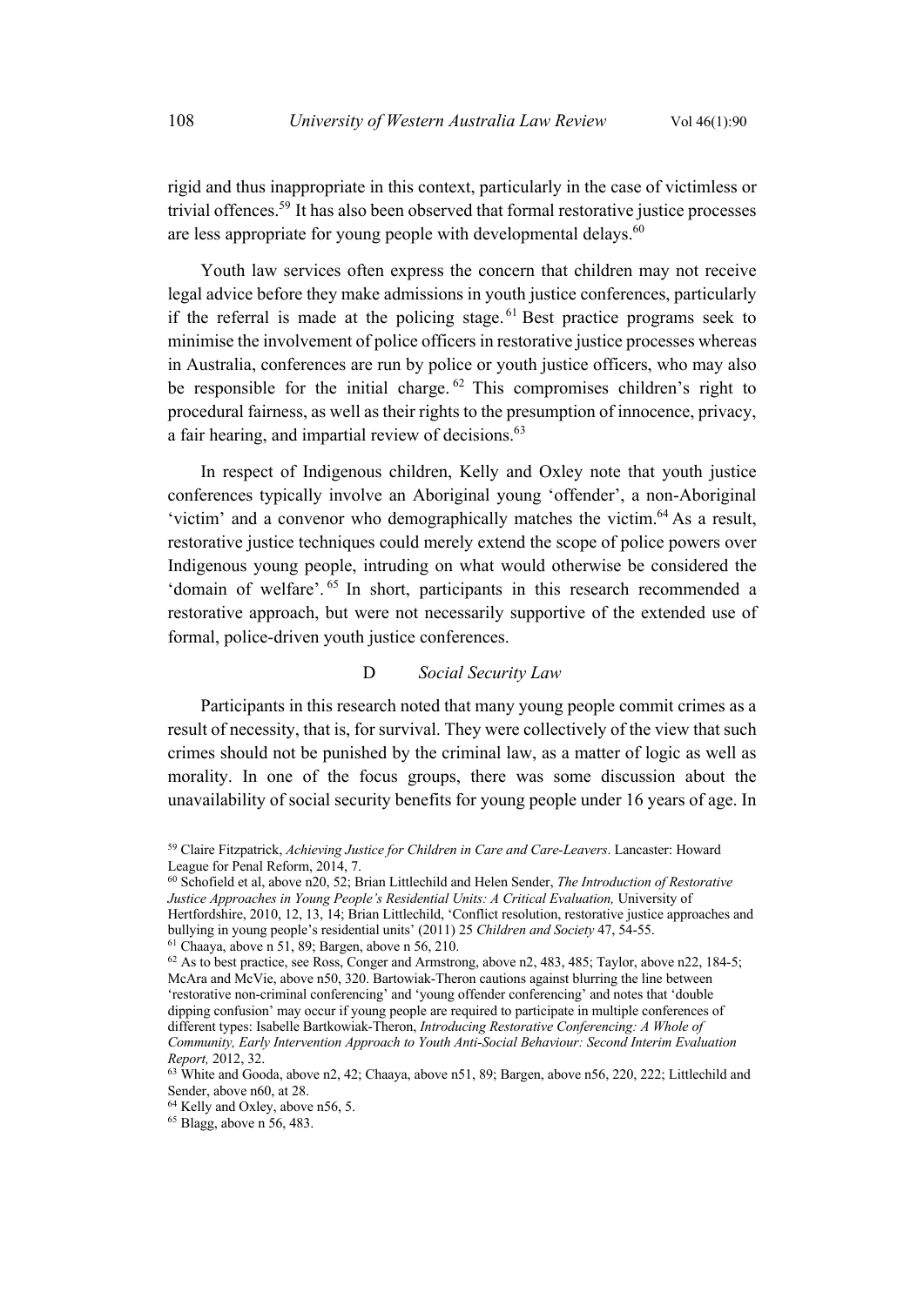rigid and thus inappropriate in this context, particularly in the case of victimless or trivial offences.[59] It has also been observed that formal restorative justice processes are less appropriate for young people with developmental delays.[60]

Youth law services often express the concern that children may not receive legal advice before they make admissions in youth justice conferences, particularly if the referral is made at the policing stage.[61] Best practice programs seek to minimise the involvement of police officers in restorative justice processes whereas in Australia, conferences are run by police or youth justice officers, who may also be responsible for the initial charge.[62] This compromises children's right to procedural fairness, as well as their rights to the presumption of innocence, privacy, a fair hearing, and impartial review of decisions.[63]

In respect of Indigenous children, Kelly and Oxley note that youth justice conferences typically involve an Aboriginal young 'offender', a non-Aboriginal 'victim' and a convenor who demographically matches the victim.[64] As a result, restorative justice techniques could merely extend the scope of police powers over Indigenous young people, intruding on what would otherwise be considered the 'domain of welfare'.[65] In short, participants in this research recommended a restorative approach, but were not necessarily supportive of the extended use of formal, police-driven youth justice conferences.

### D *Social Security Law*

Participants in this research noted that many young people commit crimes as a result of necessity, that is, for survival. They were collectively of the view that such crimes should not be punished by the criminal law, as a matter of logic as well as morality. In one of the focus groups, there was some discussion about the unavailability of social security benefits for young people under 16 years of age. In

---

[59] Claire Fitzpatrick, *Achieving Justice for Children in Care and Care-Leavers*. Lancaster: Howard League for Penal Reform, 2014, 7.

[60] Schofield et al, above n20, 52; Brian Littlechild and Helen Sender, *The Introduction of Restorative Justice Approaches in Young People's Residential Units: A Critical Evaluation,* University of Hertfordshire, 2010, 12, 13, 14; Brian Littlechild, 'Conflict resolution, restorative justice approaches and bullying in young people's residential units' (2011) 25 *Children and Society* 47, 54-55.

[61] Chaaya, above n 51, 89; Bargen, above n 56, 210.

[62] As to best practice, see Ross, Conger and Armstrong, above n2, 483, 485; Taylor, above n22, 184-5; McAra and McVie, above n50, 320. Bartowiak-Theron cautions against blurring the line between 'restorative non-criminal conferencing' and 'young offender conferencing' and notes that 'double dipping confusion' may occur if young people are required to participate in multiple conferences of different types: Isabelle Bartkowiak-Theron, *Introducing Restorative Conferencing: A Whole of Community, Early Intervention Approach to Youth Anti-Social Behaviour: Second Interim Evaluation Report,* 2012, 32.

[63] White and Gooda, above n2, 42; Chaaya, above n51, 89; Bargen, above n56, 220, 222; Littlechild and Sender, above n60, at 28.

[64] Kelly and Oxley, above n56, 5.

[65] Blagg, above n 56, 483.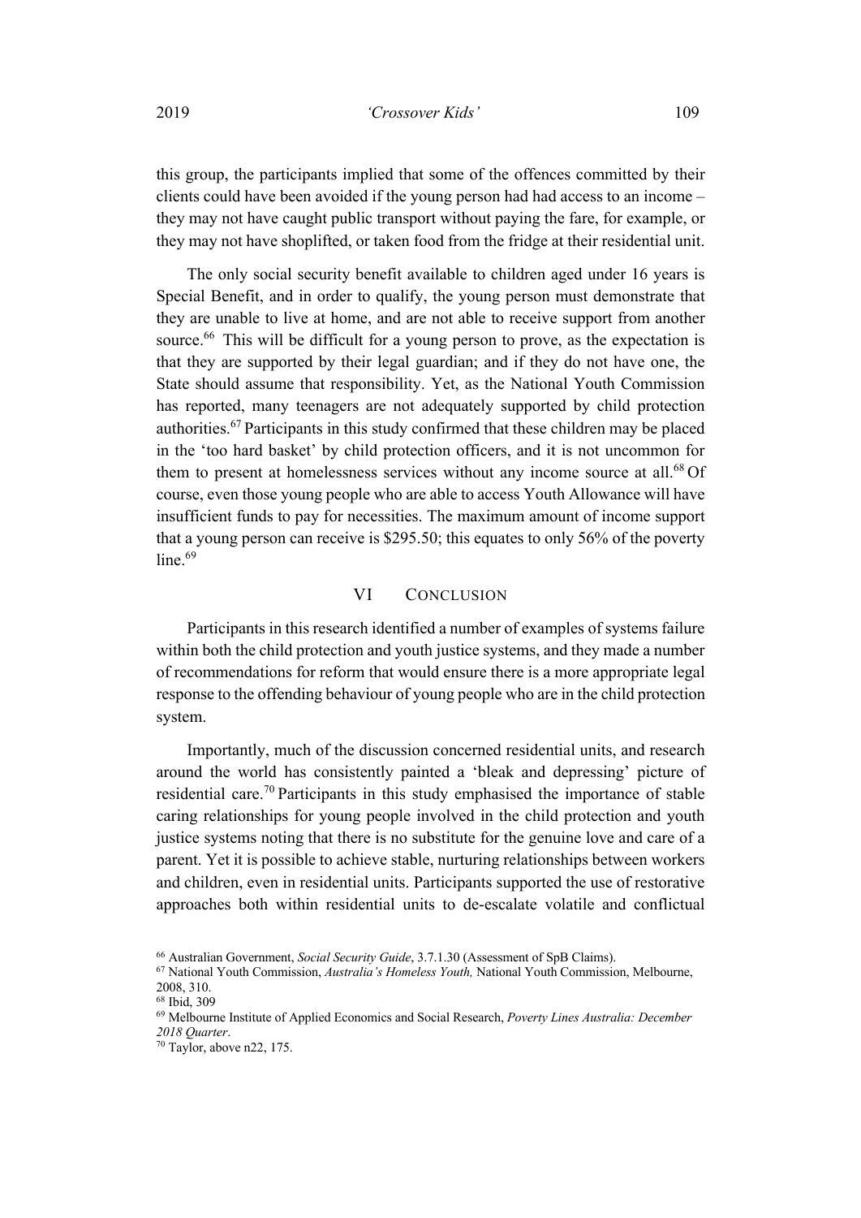this group, the participants implied that some of the offences committed by their clients could have been avoided if the young person had had access to an income – they may not have caught public transport without paying the fare, for example, or they may not have shoplifted, or taken food from the fridge at their residential unit.

The only social security benefit available to children aged under 16 years is Special Benefit, and in order to qualify, the young person must demonstrate that they are unable to live at home, and are not able to receive support from another source.[66] This will be difficult for a young person to prove, as the expectation is that they are supported by their legal guardian; and if they do not have one, the State should assume that responsibility. Yet, as the National Youth Commission has reported, many teenagers are not adequately supported by child protection authorities.[67] Participants in this study confirmed that these children may be placed in the 'too hard basket' by child protection officers, and it is not uncommon for them to present at homelessness services without any income source at all.[68] Of course, even those young people who are able to access Youth Allowance will have insufficient funds to pay for necessities. The maximum amount of income support that a young person can receive is $295.50; this equates to only 56% of the poverty line.[69]

## VI CONCLUSION

Participants in this research identified a number of examples of systems failure within both the child protection and youth justice systems, and they made a number of recommendations for reform that would ensure there is a more appropriate legal response to the offending behaviour of young people who are in the child protection system.

Importantly, much of the discussion concerned residential units, and research around the world has consistently painted a 'bleak and depressing' picture of residential care.[70] Participants in this study emphasised the importance of stable caring relationships for young people involved in the child protection and youth justice systems noting that there is no substitute for the genuine love and care of a parent. Yet it is possible to achieve stable, nurturing relationships between workers and children, even in residential units. Participants supported the use of restorative approaches both within residential units to de-escalate volatile and conflictual

---

[66] Australian Government, *Social Security Guide*, 3.7.1.30 (Assessment of SpB Claims).

[67] National Youth Commission, *Australia's Homeless Youth,* National Youth Commission, Melbourne, 2008, 310.

[68] Ibid, 309

[69] Melbourne Institute of Applied Economics and Social Research, *Poverty Lines Australia: December 2018 Quarter*.

[70] Taylor, above n22, 175.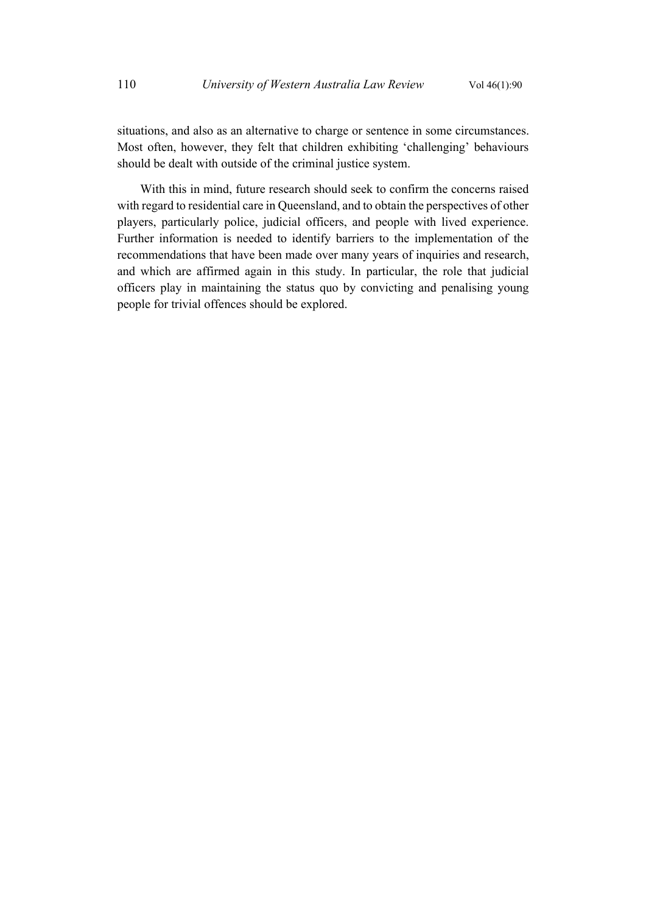situations, and also as an alternative to charge or sentence in some circumstances. Most often, however, they felt that children exhibiting 'challenging' behaviours should be dealt with outside of the criminal justice system.

With this in mind, future research should seek to confirm the concerns raised with regard to residential care in Queensland, and to obtain the perspectives of other players, particularly police, judicial officers, and people with lived experience. Further information is needed to identify barriers to the implementation of the recommendations that have been made over many years of inquiries and research, and which are affirmed again in this study. In particular, the role that judicial officers play in maintaining the status quo by convicting and penalising young people for trivial offences should be explored.